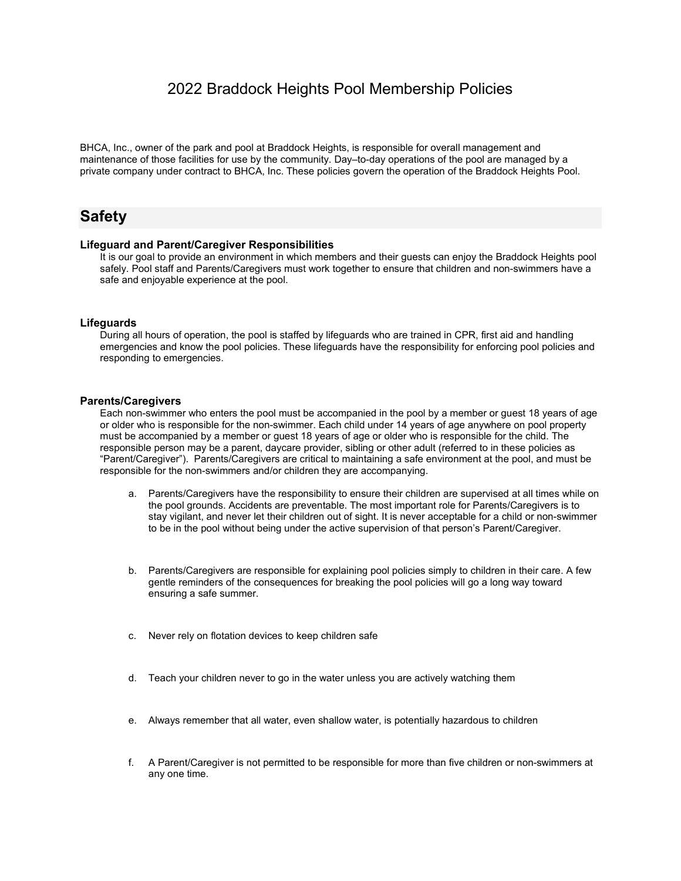# 2022 Braddock Heights Pool Membership Policies

BHCA, Inc., owner of the park and pool at Braddock Heights, is responsible for overall management and maintenance of those facilities for use by the community. Day–to-day operations of the pool are managed by a private company under contract to BHCA, Inc. These policies govern the operation of the Braddock Heights Pool.

## Safety

### Lifeguard and Parent/Caregiver Responsibilities

It is our goal to provide an environment in which members and their guests can enjoy the Braddock Heights pool safely. Pool staff and Parents/Caregivers must work together to ensure that children and non-swimmers have a safe and enjoyable experience at the pool.

### Lifeguards

During all hours of operation, the pool is staffed by lifeguards who are trained in CPR, first aid and handling emergencies and know the pool policies. These lifeguards have the responsibility for enforcing pool policies and responding to emergencies.

### Parents/Caregivers

Each non-swimmer who enters the pool must be accompanied in the pool by a member or guest 18 years of age or older who is responsible for the non-swimmer. Each child under 14 years of age anywhere on pool property must be accompanied by a member or guest 18 years of age or older who is responsible for the child. The responsible person may be a parent, daycare provider, sibling or other adult (referred to in these policies as "Parent/Caregiver"). Parents/Caregivers are critical to maintaining a safe environment at the pool, and must be responsible for the non-swimmers and/or children they are accompanying.

a. Parents/Caregivers have the responsibility to ensure their children are supervised at all times while on the pool grounds. Accidents are preventable. The most important role for Parents/Caregivers is to stay vigilant, and never let their children out of sight. It is never acceptable for a child or non-swimmer to be in the pool without being under the active supervision of that person's Parent/Caregiver.

b. Parents/Caregivers are responsible for explaining pool policies simply to children in their care. A few gentle reminders of the consequences for breaking the pool policies will go a long way toward ensuring a safe summer.

c. Never rely on flotation devices to keep children safe

d. Teach your children never to go in the water unless you are actively watching them

e. Always remember that all water, even shallow water, is potentially hazardous to children

f. A Parent/Caregiver is not permitted to be responsible for more than five children or non-swimmers at any one time.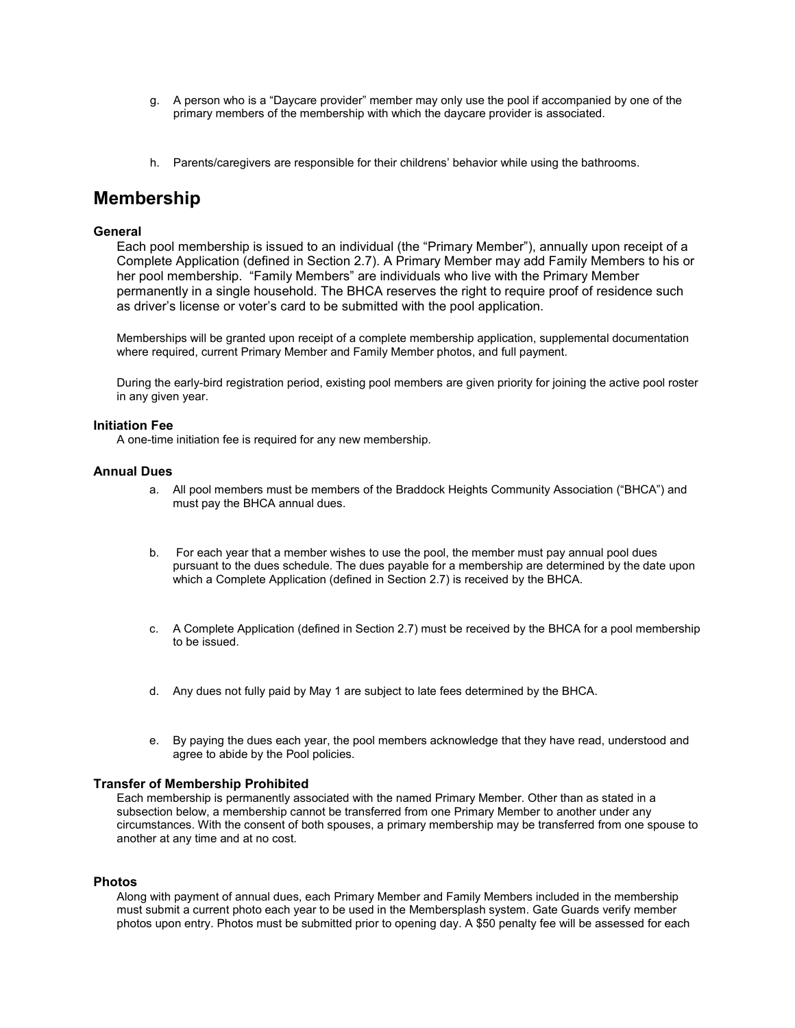g. A person who is a "Daycare provider" member may only use the pool if accompanied by one of the primary members of the membership with which the daycare provider is associated.

h. Parents/caregivers are responsible for their childrens' behavior while using the bathrooms.

# Membership

### General

Each pool membership is issued to an individual (the "Primary Member"), annually upon receipt of a Complete Application (defined in Section 2.7). A Primary Member may add Family Members to his or her pool membership. "Family Members" are individuals who live with the Primary Member permanently in a single household. The BHCA reserves the right to require proof of residence such as driver's license or voter's card to be submitted with the pool application.

Memberships will be granted upon receipt of a complete membership application, supplemental documentation where required, current Primary Member and Family Member photos, and full payment.

During the early-bird registration period, existing pool members are given priority for joining the active pool roster in any given year.

### Initiation Fee

A one-time initiation fee is required for any new membership.

### Annual Dues

a. All pool members must be members of the Braddock Heights Community Association ("BHCA") and must pay the BHCA annual dues.

b. For each year that a member wishes to use the pool, the member must pay annual pool dues pursuant to the dues schedule. The dues payable for a membership are determined by the date upon which a Complete Application (defined in Section 2.7) is received by the BHCA.

c. A Complete Application (defined in Section 2.7) must be received by the BHCA for a pool membership to be issued.

d. Any dues not fully paid by May 1 are subject to late fees determined by the BHCA.

e. By paying the dues each year, the pool members acknowledge that they have read, understood and agree to abide by the Pool policies.

### Transfer of Membership Prohibited

Each membership is permanently associated with the named Primary Member. Other than as stated in a subsection below, a membership cannot be transferred from one Primary Member to another under any circumstances. With the consent of both spouses, a primary membership may be transferred from one spouse to another at any time and at no cost.

### Photos

Along with payment of annual dues, each Primary Member and Family Members included in the membership must submit a current photo each year to be used in the Membersplash system. Gate Guards verify member photos upon entry. Photos must be submitted prior to opening day. A $50 penalty fee will be assessed for each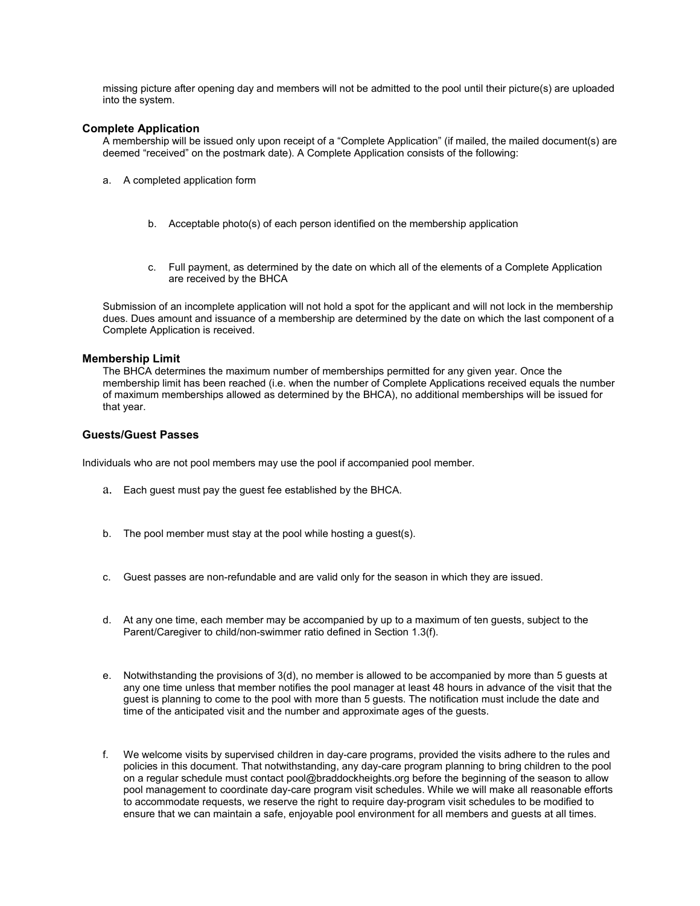missing picture after opening day and members will not be admitted to the pool until their picture(s) are uploaded into the system.

### Complete Application

A membership will be issued only upon receipt of a "Complete Application" (if mailed, the mailed document(s) are deemed "received" on the postmark date). A Complete Application consists of the following:

a. A completed application form

b. Acceptable photo(s) of each person identified on the membership application

c. Full payment, as determined by the date on which all of the elements of a Complete Application are received by the BHCA

Submission of an incomplete application will not hold a spot for the applicant and will not lock in the membership dues. Dues amount and issuance of a membership are determined by the date on which the last component of a Complete Application is received.

### Membership Limit

The BHCA determines the maximum number of memberships permitted for any given year. Once the membership limit has been reached (i.e. when the number of Complete Applications received equals the number of maximum memberships allowed as determined by the BHCA), no additional memberships will be issued for that year.

### Guests/Guest Passes

Individuals who are not pool members may use the pool if accompanied pool member.

a. Each guest must pay the guest fee established by the BHCA.

b. The pool member must stay at the pool while hosting a guest(s).

c. Guest passes are non-refundable and are valid only for the season in which they are issued.

d. At any one time, each member may be accompanied by up to a maximum of ten guests, subject to the Parent/Caregiver to child/non-swimmer ratio defined in Section 1.3(f).

e. Notwithstanding the provisions of 3(d), no member is allowed to be accompanied by more than 5 guests at any one time unless that member notifies the pool manager at least 48 hours in advance of the visit that the guest is planning to come to the pool with more than 5 guests. The notification must include the date and time of the anticipated visit and the number and approximate ages of the guests.

f. We welcome visits by supervised children in day-care programs, provided the visits adhere to the rules and policies in this document. That notwithstanding, any day-care program planning to bring children to the pool on a regular schedule must contact pool@braddockheights.org before the beginning of the season to allow pool management to coordinate day-care program visit schedules. While we will make all reasonable efforts to accommodate requests, we reserve the right to require day-program visit schedules to be modified to ensure that we can maintain a safe, enjoyable pool environment for all members and guests at all times.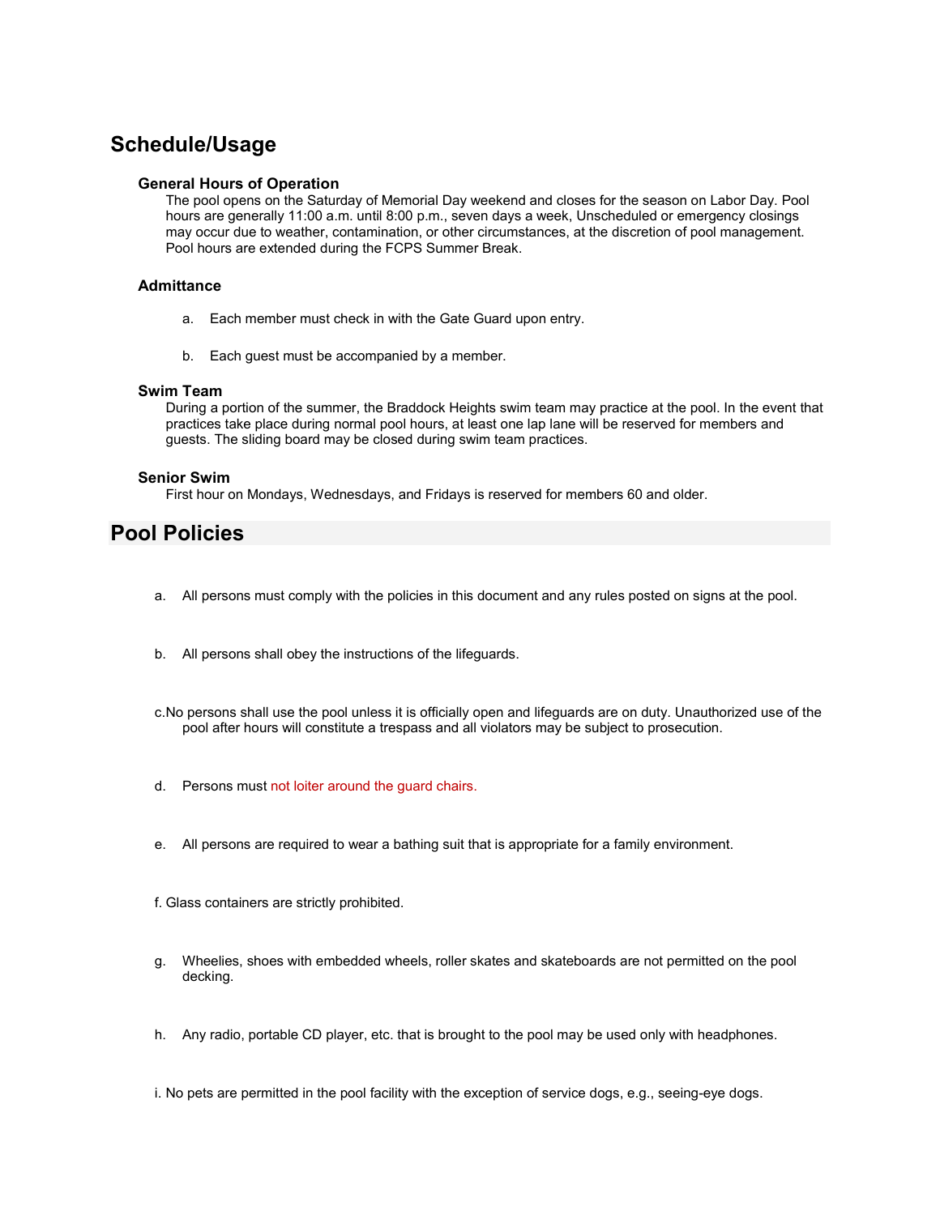## Schedule/Usage

### General Hours of Operation

The pool opens on the Saturday of Memorial Day weekend and closes for the season on Labor Day. Pool hours are generally 11:00 a.m. until 8:00 p.m., seven days a week, Unscheduled or emergency closings may occur due to weather, contamination, or other circumstances, at the discretion of pool management. Pool hours are extended during the FCPS Summer Break.

### Admittance

a. Each member must check in with the Gate Guard upon entry.

b. Each guest must be accompanied by a member.

### Swim Team

During a portion of the summer, the Braddock Heights swim team may practice at the pool. In the event that practices take place during normal pool hours, at least one lap lane will be reserved for members and guests. The sliding board may be closed during swim team practices.

### Senior Swim

First hour on Mondays, Wednesdays, and Fridays is reserved for members 60 and older.

## Pool Policies

a. All persons must comply with the policies in this document and any rules posted on signs at the pool.

b. All persons shall obey the instructions of the lifeguards.

c. No persons shall use the pool unless it is officially open and lifeguards are on duty. Unauthorized use of the pool after hours will constitute a trespass and all violators may be subject to prosecution.

d. Persons must not loiter around the guard chairs.

e. All persons are required to wear a bathing suit that is appropriate for a family environment.

f. Glass containers are strictly prohibited.

g. Wheelies, shoes with embedded wheels, roller skates and skateboards are not permitted on the pool decking.

h. Any radio, portable CD player, etc. that is brought to the pool may be used only with headphones.

i. No pets are permitted in the pool facility with the exception of service dogs, e.g., seeing-eye dogs.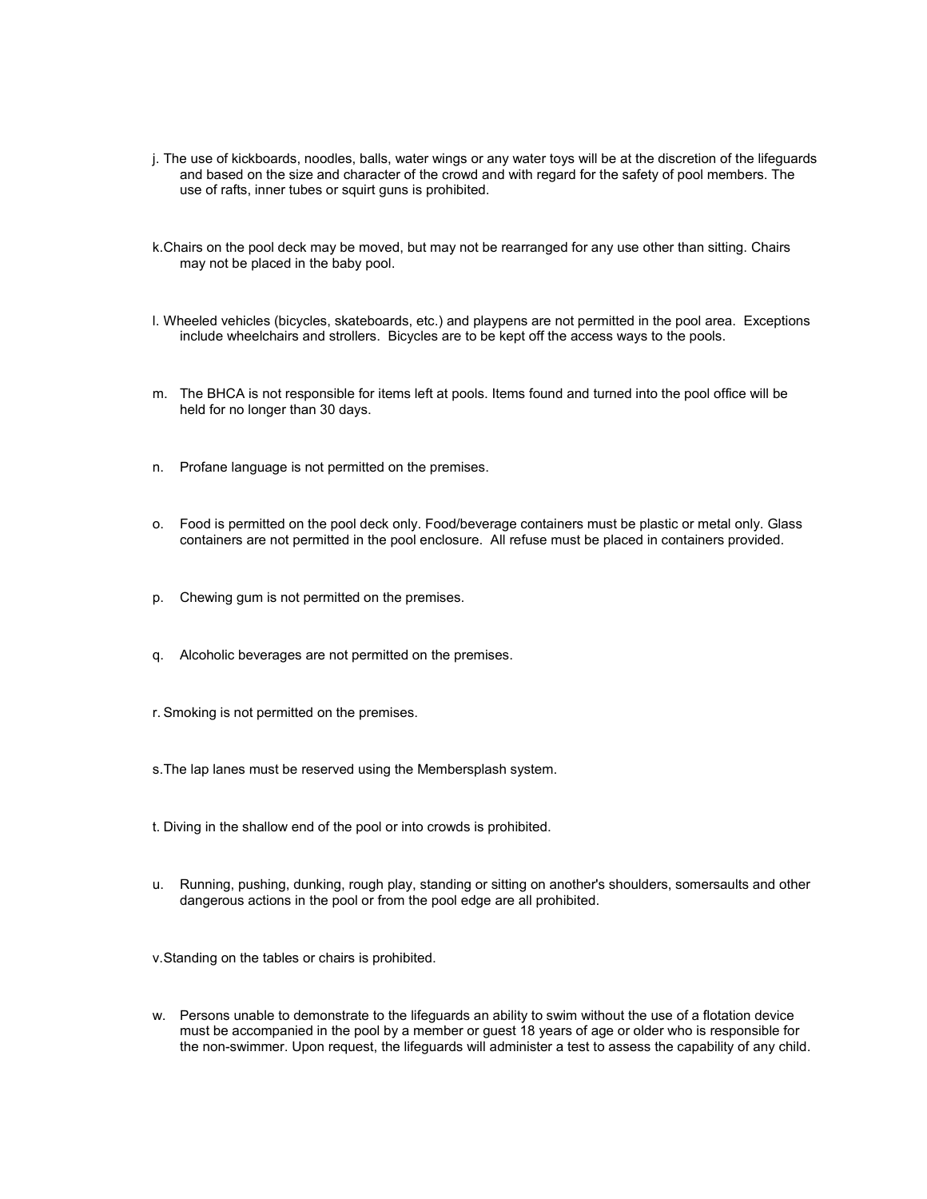j. The use of kickboards, noodles, balls, water wings or any water toys will be at the discretion of the lifeguards and based on the size and character of the crowd and with regard for the safety of pool members. The use of rafts, inner tubes or squirt guns is prohibited.

k. Chairs on the pool deck may be moved, but may not be rearranged for any use other than sitting. Chairs may not be placed in the baby pool.

l. Wheeled vehicles (bicycles, skateboards, etc.) and playpens are not permitted in the pool area. Exceptions include wheelchairs and strollers. Bicycles are to be kept off the access ways to the pools.

m. The BHCA is not responsible for items left at pools. Items found and turned into the pool office will be held for no longer than 30 days.

n. Profane language is not permitted on the premises.

o. Food is permitted on the pool deck only. Food/beverage containers must be plastic or metal only. Glass containers are not permitted in the pool enclosure. All refuse must be placed in containers provided.

p. Chewing gum is not permitted on the premises.

q. Alcoholic beverages are not permitted on the premises.

r. Smoking is not permitted on the premises.

s. The lap lanes must be reserved using the Membersplash system.

t. Diving in the shallow end of the pool or into crowds is prohibited.

u. Running, pushing, dunking, rough play, standing or sitting on another's shoulders, somersaults and other dangerous actions in the pool or from the pool edge are all prohibited.

v. Standing on the tables or chairs is prohibited.

w. Persons unable to demonstrate to the lifeguards an ability to swim without the use of a flotation device must be accompanied in the pool by a member or guest 18 years of age or older who is responsible for the non-swimmer. Upon request, the lifeguards will administer a test to assess the capability of any child.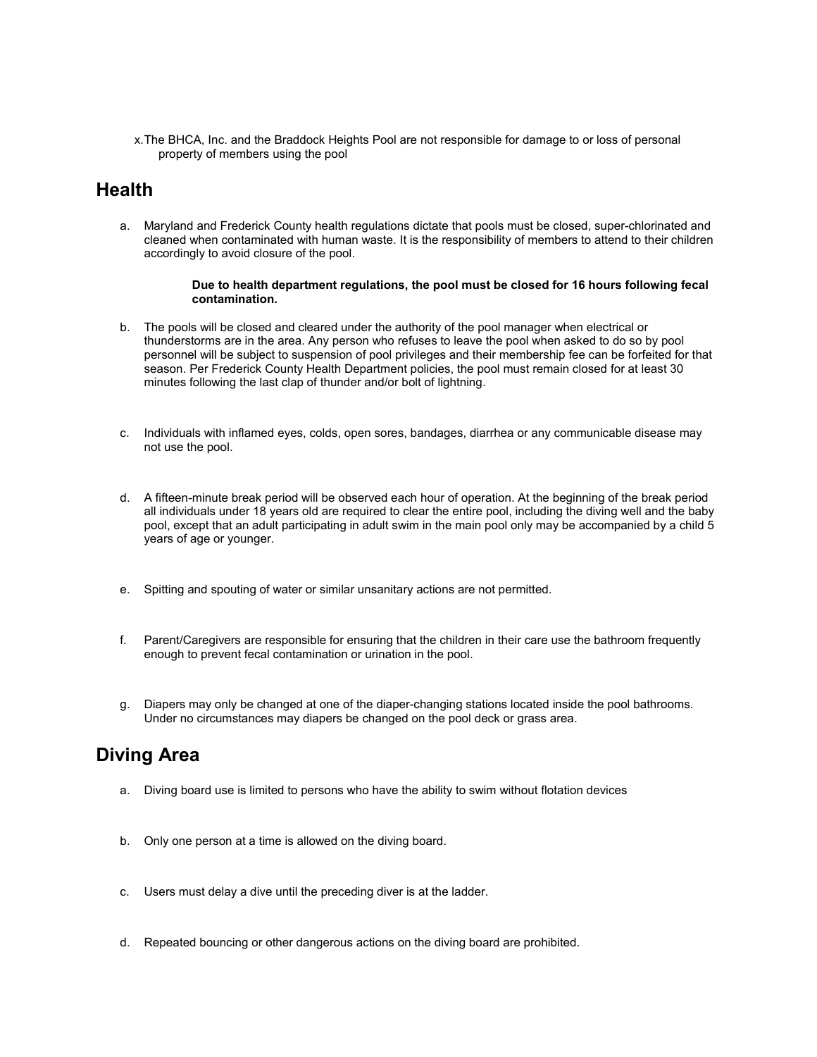x. The BHCA, Inc. and the Braddock Heights Pool are not responsible for damage to or loss of personal property of members using the pool

## Health

a. Maryland and Frederick County health regulations dictate that pools must be closed, super-chlorinated and cleaned when contaminated with human waste. It is the responsibility of members to attend to their children accordingly to avoid closure of the pool.

> **Due to health department regulations, the pool must be closed for 16 hours following fecal contamination.**

b. The pools will be closed and cleared under the authority of the pool manager when electrical or thunderstorms are in the area. Any person who refuses to leave the pool when asked to do so by pool personnel will be subject to suspension of pool privileges and their membership fee can be forfeited for that season. Per Frederick County Health Department policies, the pool must remain closed for at least 30 minutes following the last clap of thunder and/or bolt of lightning.

c. Individuals with inflamed eyes, colds, open sores, bandages, diarrhea or any communicable disease may not use the pool.

d. A fifteen-minute break period will be observed each hour of operation. At the beginning of the break period all individuals under 18 years old are required to clear the entire pool, including the diving well and the baby pool, except that an adult participating in adult swim in the main pool only may be accompanied by a child 5 years of age or younger.

e. Spitting and spouting of water or similar unsanitary actions are not permitted.

f. Parent/Caregivers are responsible for ensuring that the children in their care use the bathroom frequently enough to prevent fecal contamination or urination in the pool.

g. Diapers may only be changed at one of the diaper-changing stations located inside the pool bathrooms. Under no circumstances may diapers be changed on the pool deck or grass area.

## Diving Area

a. Diving board use is limited to persons who have the ability to swim without flotation devices

b. Only one person at a time is allowed on the diving board.

c. Users must delay a dive until the preceding diver is at the ladder.

d. Repeated bouncing or other dangerous actions on the diving board are prohibited.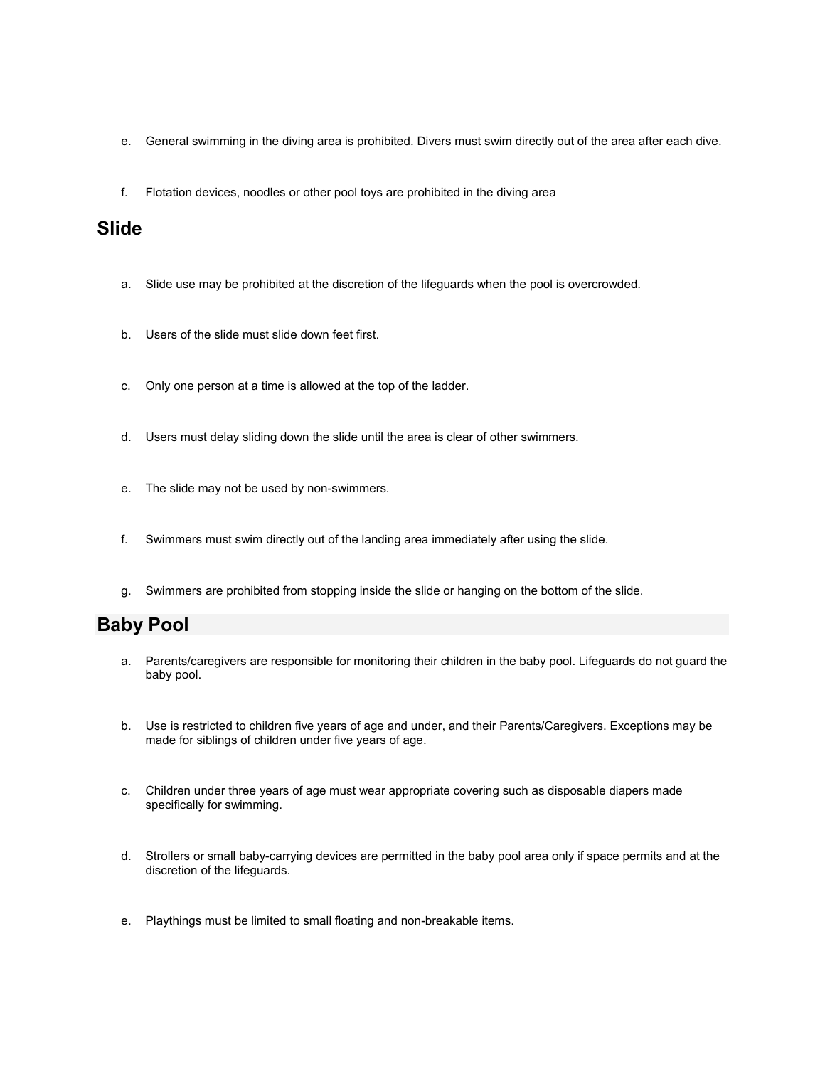e. General swimming in the diving area is prohibited. Divers must swim directly out of the area after each dive.

f. Flotation devices, noodles or other pool toys are prohibited in the diving area

## Slide

a. Slide use may be prohibited at the discretion of the lifeguards when the pool is overcrowded.

b. Users of the slide must slide down feet first.

c. Only one person at a time is allowed at the top of the ladder.

d. Users must delay sliding down the slide until the area is clear of other swimmers.

e. The slide may not be used by non-swimmers.

f. Swimmers must swim directly out of the landing area immediately after using the slide.

g. Swimmers are prohibited from stopping inside the slide or hanging on the bottom of the slide.

## Baby Pool

a. Parents/caregivers are responsible for monitoring their children in the baby pool. Lifeguards do not guard the baby pool.

b. Use is restricted to children five years of age and under, and their Parents/Caregivers. Exceptions may be made for siblings of children under five years of age.

c. Children under three years of age must wear appropriate covering such as disposable diapers made specifically for swimming.

d. Strollers or small baby-carrying devices are permitted in the baby pool area only if space permits and at the discretion of the lifeguards.

e. Playthings must be limited to small floating and non-breakable items.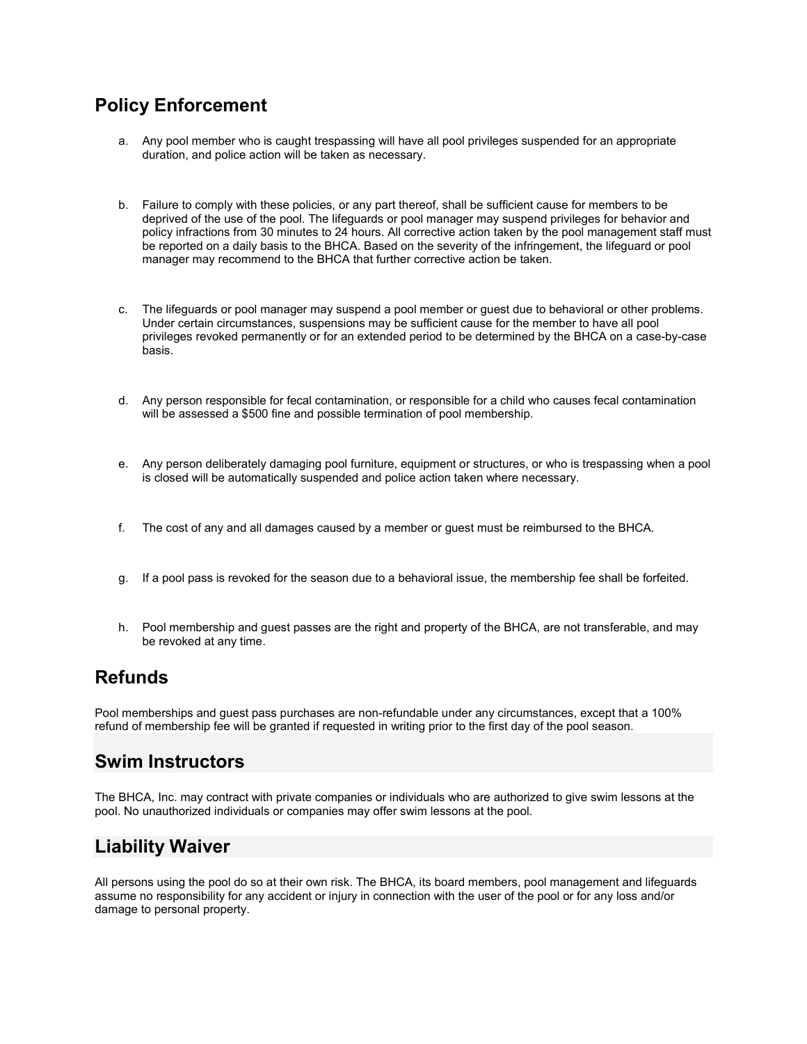## Policy Enforcement

a. Any pool member who is caught trespassing will have all pool privileges suspended for an appropriate duration, and police action will be taken as necessary.

b. Failure to comply with these policies, or any part thereof, shall be sufficient cause for members to be deprived of the use of the pool. The lifeguards or pool manager may suspend privileges for behavior and policy infractions from 30 minutes to 24 hours. All corrective action taken by the pool management staff must be reported on a daily basis to the BHCA. Based on the severity of the infringement, the lifeguard or pool manager may recommend to the BHCA that further corrective action be taken.

c. The lifeguards or pool manager may suspend a pool member or guest due to behavioral or other problems. Under certain circumstances, suspensions may be sufficient cause for the member to have all pool privileges revoked permanently or for an extended period to be determined by the BHCA on a case-by-case basis.

d. Any person responsible for fecal contamination, or responsible for a child who causes fecal contamination will be assessed a $500 fine and possible termination of pool membership.

e. Any person deliberately damaging pool furniture, equipment or structures, or who is trespassing when a pool is closed will be automatically suspended and police action taken where necessary.

f. The cost of any and all damages caused by a member or guest must be reimbursed to the BHCA.

g. If a pool pass is revoked for the season due to a behavioral issue, the membership fee shall be forfeited.

h. Pool membership and guest passes are the right and property of the BHCA, are not transferable, and may be revoked at any time.

## Refunds

Pool memberships and guest pass purchases are non-refundable under any circumstances, except that a 100% refund of membership fee will be granted if requested in writing prior to the first day of the pool season.

## Swim Instructors

The BHCA, Inc. may contract with private companies or individuals who are authorized to give swim lessons at the pool. No unauthorized individuals or companies may offer swim lessons at the pool.

## Liability Waiver

All persons using the pool do so at their own risk. The BHCA, its board members, pool management and lifeguards assume no responsibility for any accident or injury in connection with the user of the pool or for any loss and/or damage to personal property.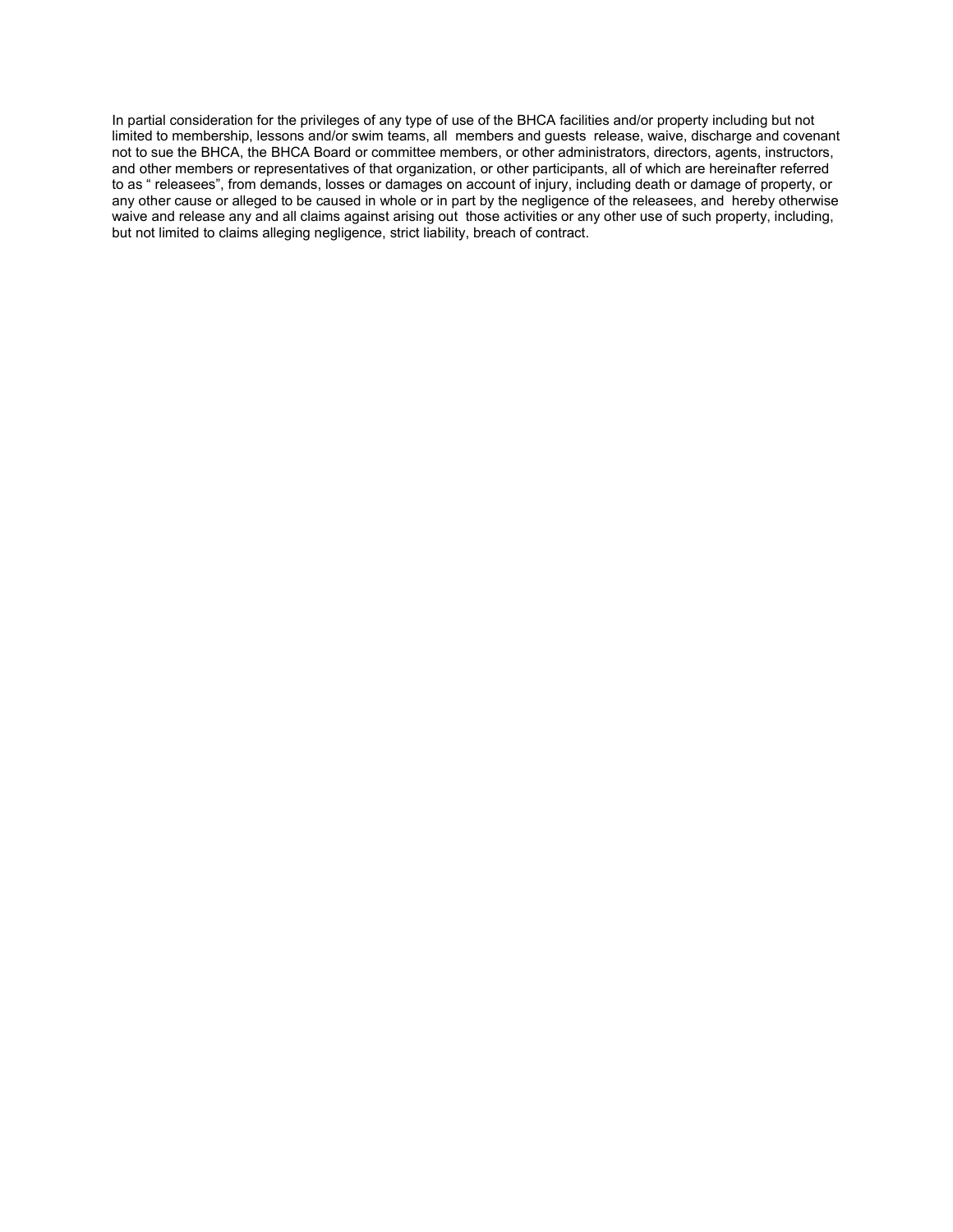In partial consideration for the privileges of any type of use of the BHCA facilities and/or property including but not limited to membership, lessons and/or swim teams, all members and guests release, waive, discharge and covenant not to sue the BHCA, the BHCA Board or committee members, or other administrators, directors, agents, instructors, and other members or representatives of that organization, or other participants, all of which are hereinafter referred to as " releasees", from demands, losses or damages on account of injury, including death or damage of property, or any other cause or alleged to be caused in whole or in part by the negligence of the releasees, and hereby otherwise waive and release any and all claims against arising out those activities or any other use of such property, including, but not limited to claims alleging negligence, strict liability, breach of contract.